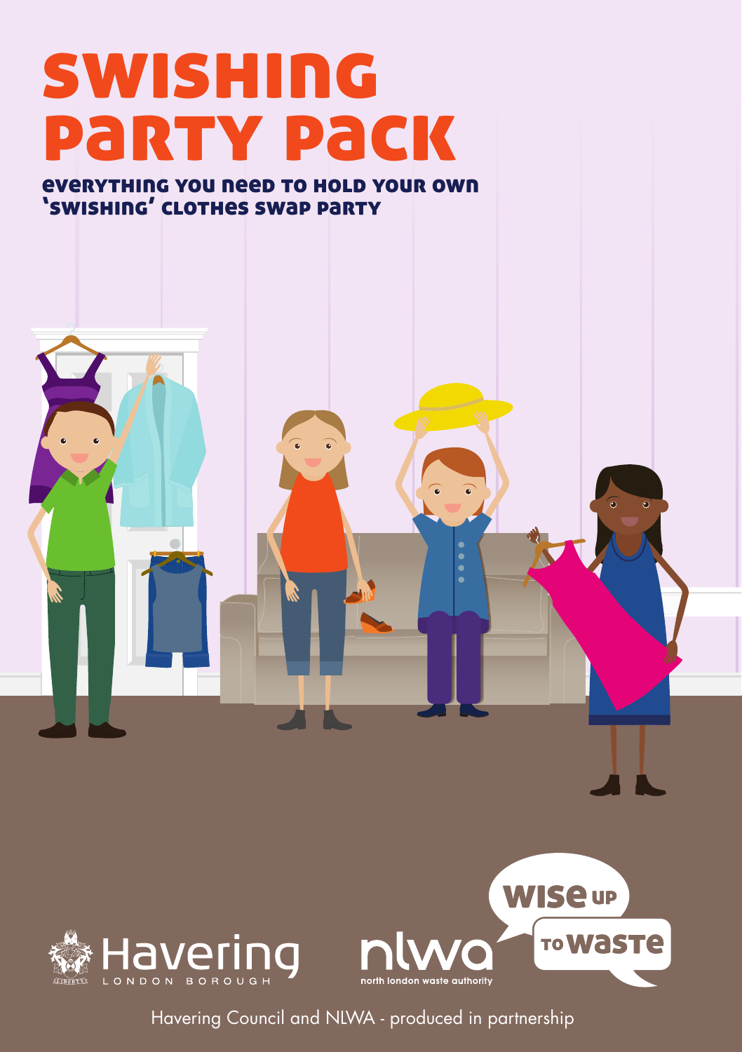# SWISHING PARTY PACK

## EVERYTHING YOU NEED TO HOLD YOUR OWN 'SWISHING' CLOTHES SWAP PARTY

Havering LONDON BOROUGH

nlwa north london waste authority

WISE UP TO WASTE

Havering Council and NLWA - produced in partnership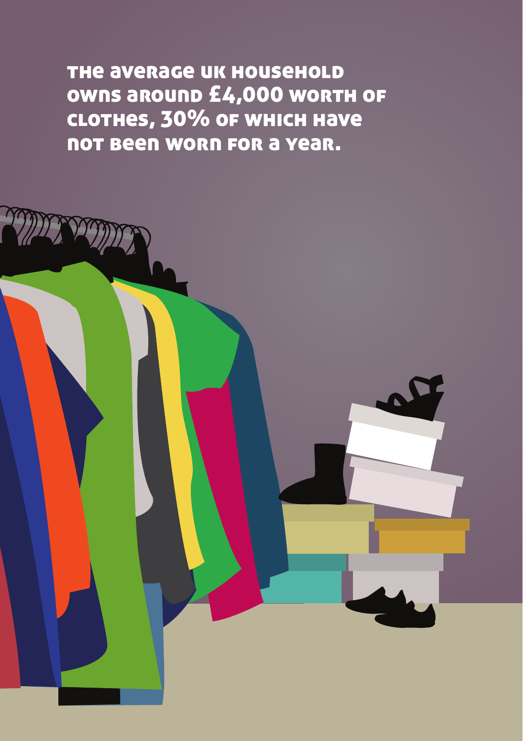The average UK household owns around £4,000 worth of clothes, 30% of which have not been worn for a year.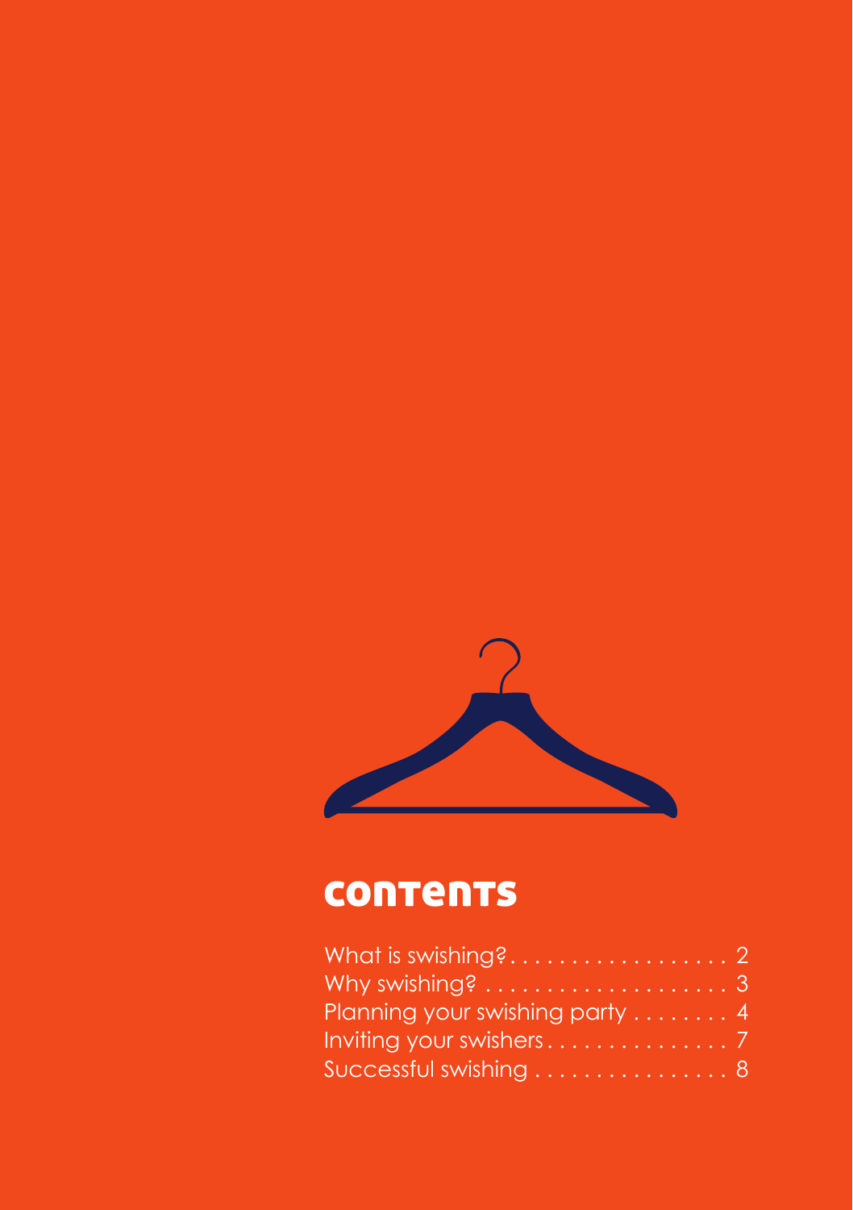## Contents

| | |
|---|---|
| What is swishing? | 2 |
| Why swishing? | 3 |
| Planning your swishing party | 4 |
| Inviting your swishers | 7 |
| Successful swishing | 8 |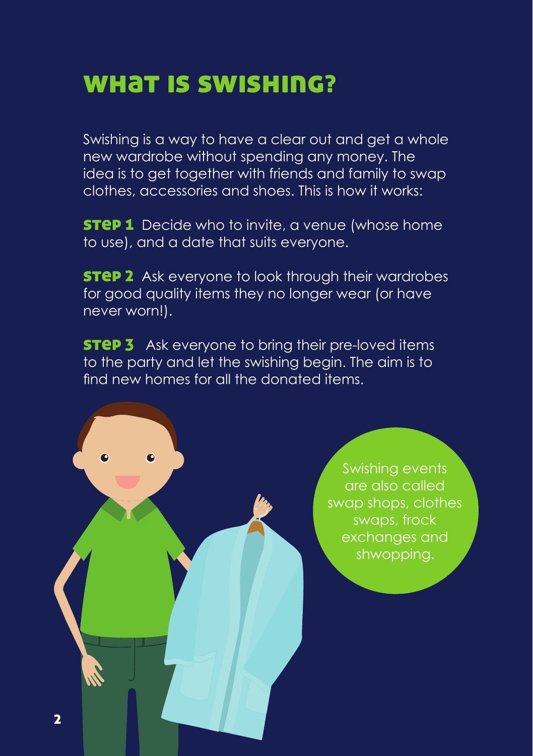# What is swishing?

Swishing is a way to have a clear out and get a whole new wardrobe without spending any money. The idea is to get together with friends and family to swap clothes, accessories and shoes. This is how it works:

**Step 1** Decide who to invite, a venue (whose home to use), and a date that suits everyone.

**Step 2** Ask everyone to look through their wardrobes for good quality items they no longer wear (or have never worn!).

**Step 3** Ask everyone to bring their pre-loved items to the party and let the swishing begin. The aim is to find new homes for all the donated items.

Swishing events are also called swap shops, clothes swaps, frock exchanges and shwopping.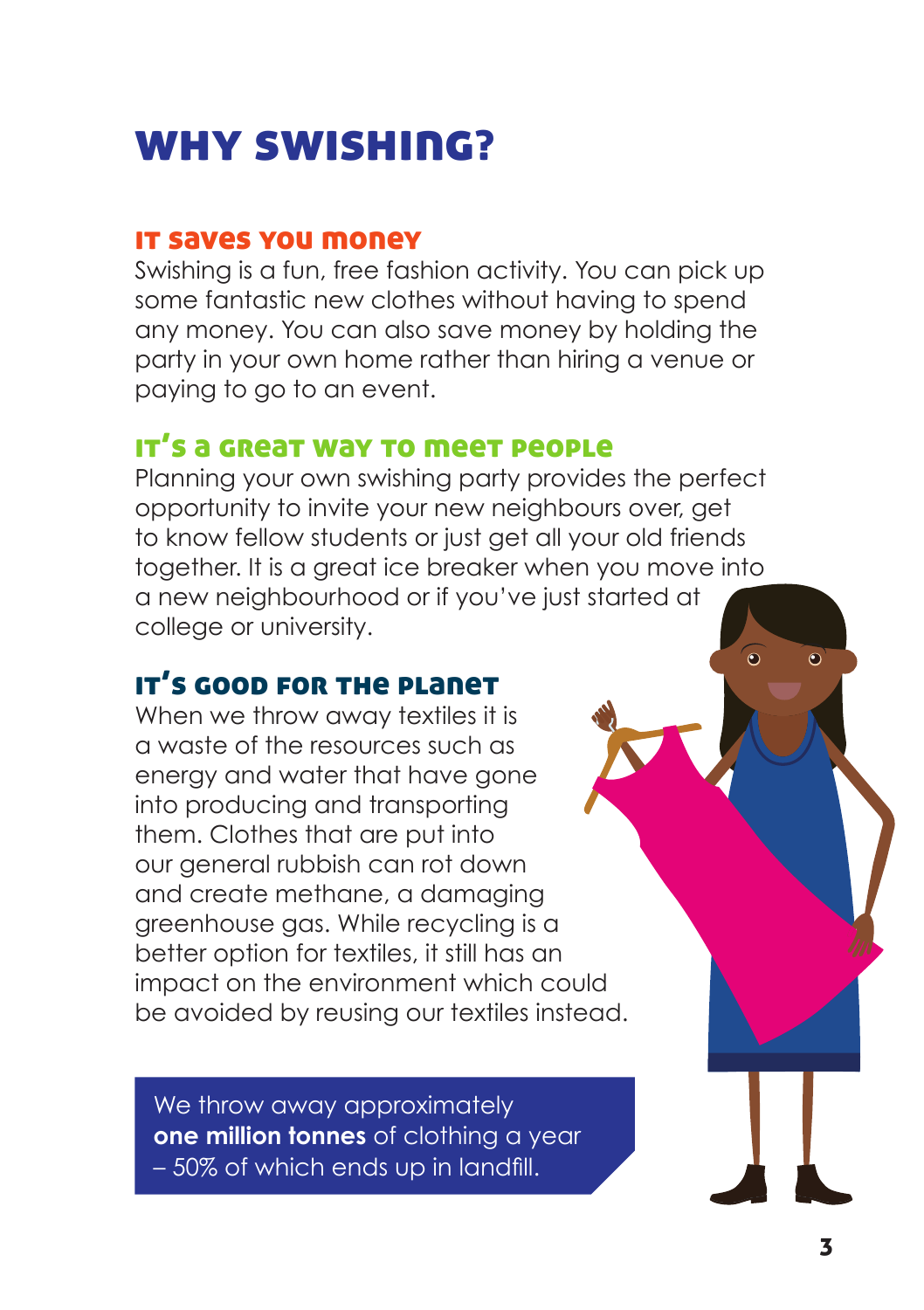# WHY SWISHING?

## It saves you money

Swishing is a fun, free fashion activity. You can pick up some fantastic new clothes without having to spend any money. You can also save money by holding the party in your own home rather than hiring a venue or paying to go to an event.

## It's a great way to meet people

Planning your own swishing party provides the perfect opportunity to invite your new neighbours over, get to know fellow students or just get all your old friends together. It is a great ice breaker when you move into a new neighbourhood or if you've just started at college or university.

## It's good for the planet

When we throw away textiles it is a waste of the resources such as energy and water that have gone into producing and transporting them. Clothes that are put into our general rubbish can rot down and create methane, a damaging greenhouse gas. While recycling is a better option for textiles, it still has an impact on the environment which could be avoided by reusing our textiles instead.

We throw away approximately **one million tonnes** of clothing a year – 50% of which ends up in landfill.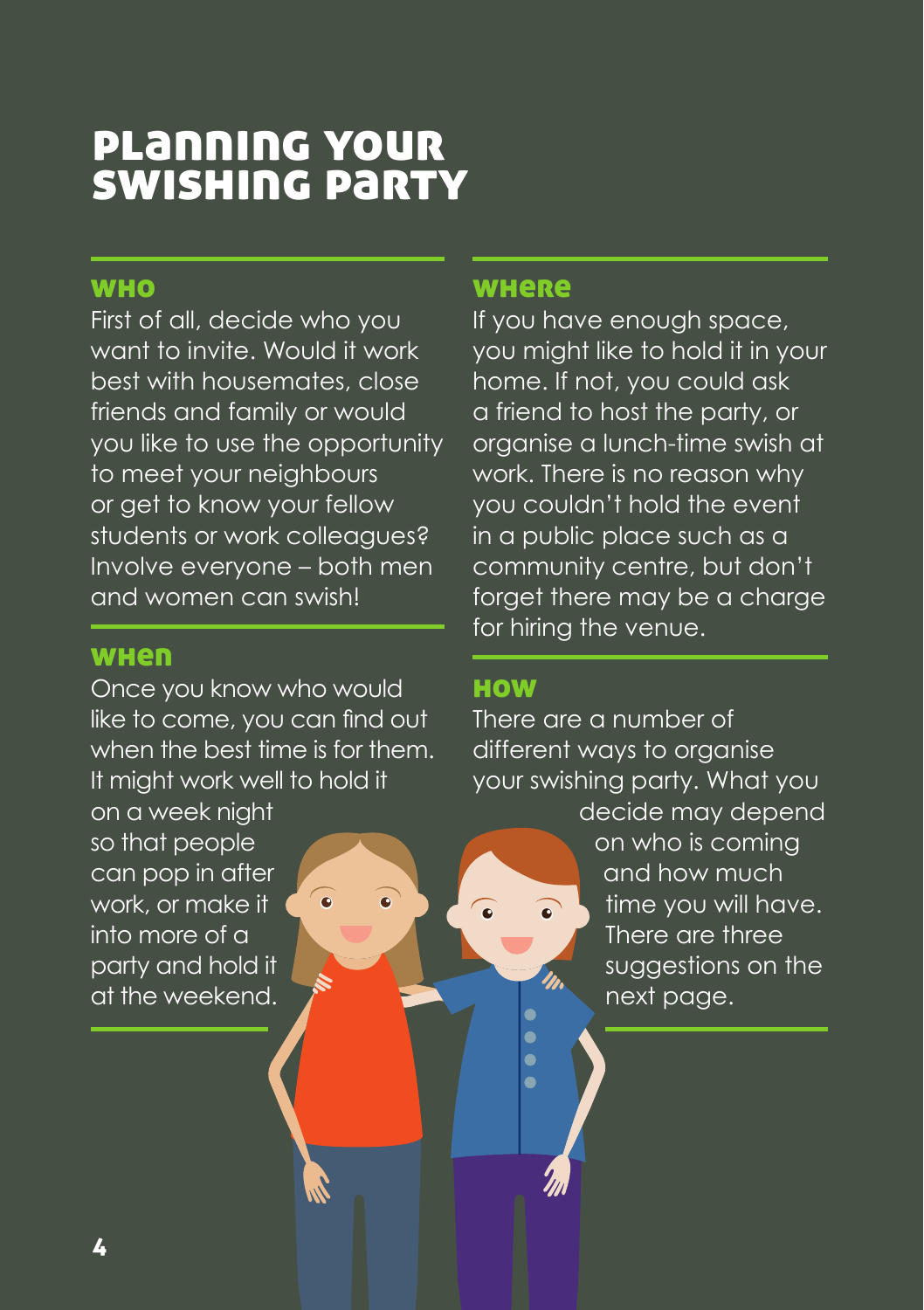# Planning your swishing party

## Who

First of all, decide who you want to invite. Would it work best with housemates, close friends and family or would you like to use the opportunity to meet your neighbours or get to know your fellow students or work colleagues? Involve everyone – both men and women can swish!

## When

Once you know who would like to come, you can find out when the best time is for them. It might work well to hold it on a week night so that people can pop in after work, or make it into more of a party and hold it at the weekend.

## Where

If you have enough space, you might like to hold it in your home. If not, you could ask a friend to host the party, or organise a lunch-time swish at work. There is no reason why you couldn't hold the event in a public place such as a community centre, but don't forget there may be a charge for hiring the venue.

## How

There are a number of different ways to organise your swishing party. What you decide may depend on who is coming and how much time you will have. There are three suggestions on the next page.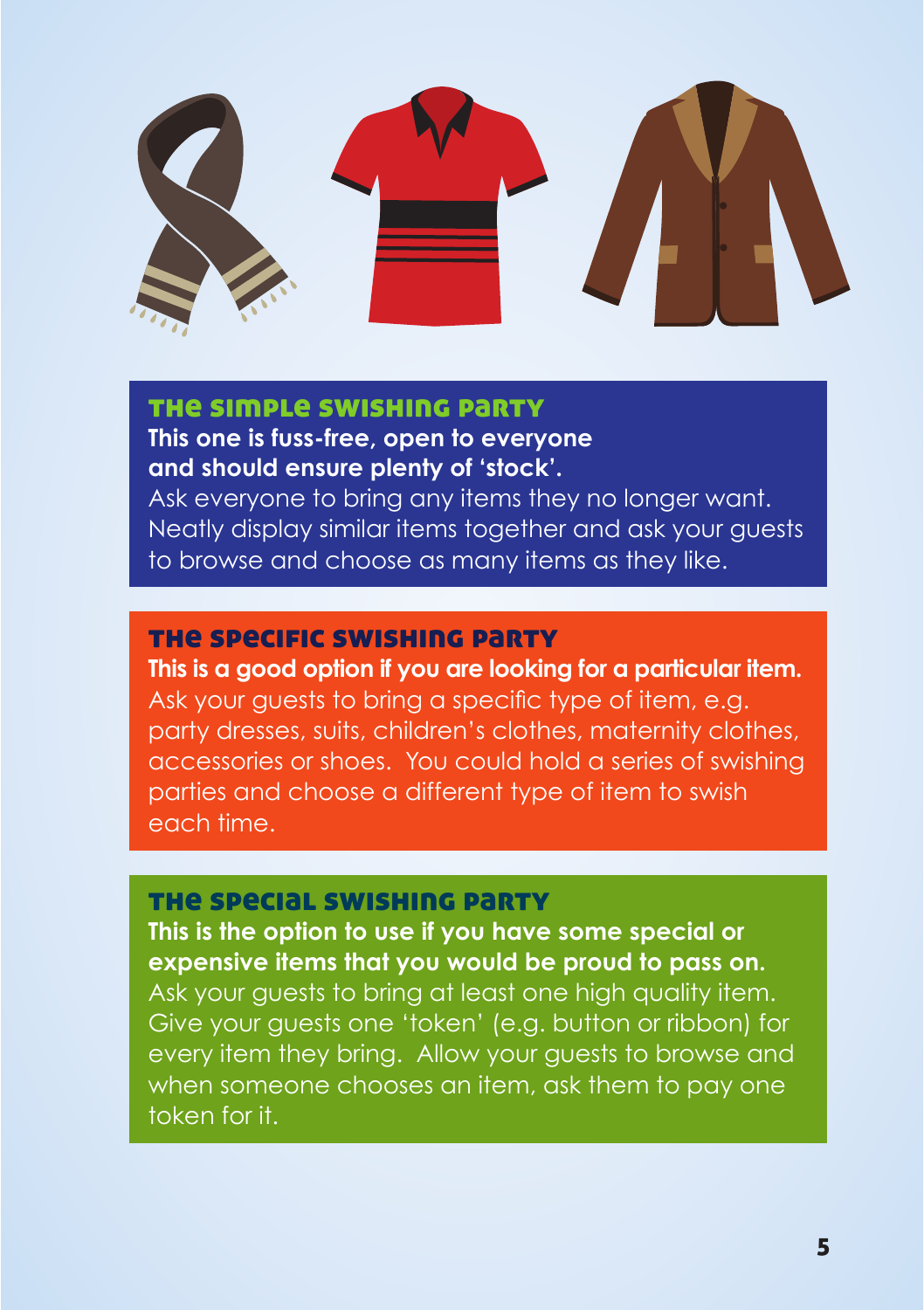## The Simple Swishing Party

**This one is fuss-free, open to everyone and should ensure plenty of 'stock'.**

Ask everyone to bring any items they no longer want. Neatly display similar items together and ask your guests to browse and choose as many items as they like.

## The Specific Swishing Party

**This is a good option if you are looking for a particular item.**

Ask your guests to bring a specific type of item, e.g. party dresses, suits, children's clothes, maternity clothes, accessories or shoes. You could hold a series of swishing parties and choose a different type of item to swish each time.

## The Special Swishing Party

**This is the option to use if you have some special or expensive items that you would be proud to pass on.**

Ask your guests to bring at least one high quality item. Give your guests one 'token' (e.g. button or ribbon) for every item they bring. Allow your guests to browse and when someone chooses an item, ask them to pay one token for it.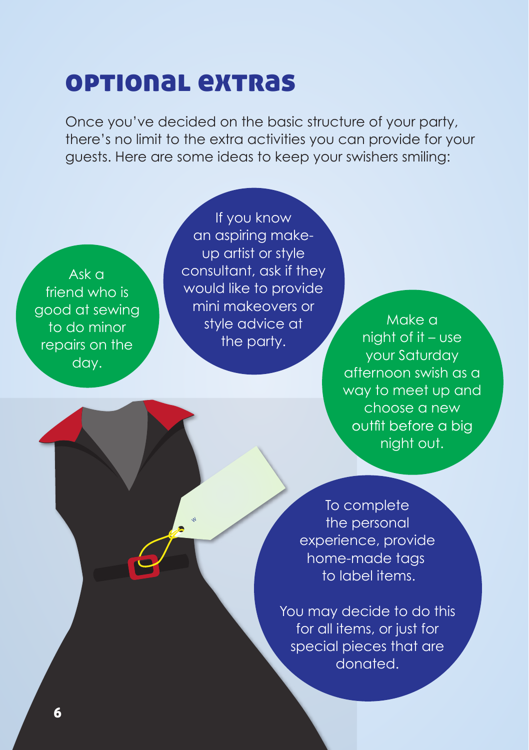# Optional extras

Once you've decided on the basic structure of your party, there's no limit to the extra activities you can provide for your guests. Here are some ideas to keep your swishers smiling:

Ask a friend who is good at sewing to do minor repairs on the day.

If you know an aspiring make-up artist or style consultant, ask if they would like to provide mini makeovers or style advice at the party.

Make a night of it – use your Saturday afternoon swish as a way to meet up and choose a new outfit before a big night out.

To complete the personal experience, provide home-made tags to label items.

You may decide to do this for all items, or just for special pieces that are donated.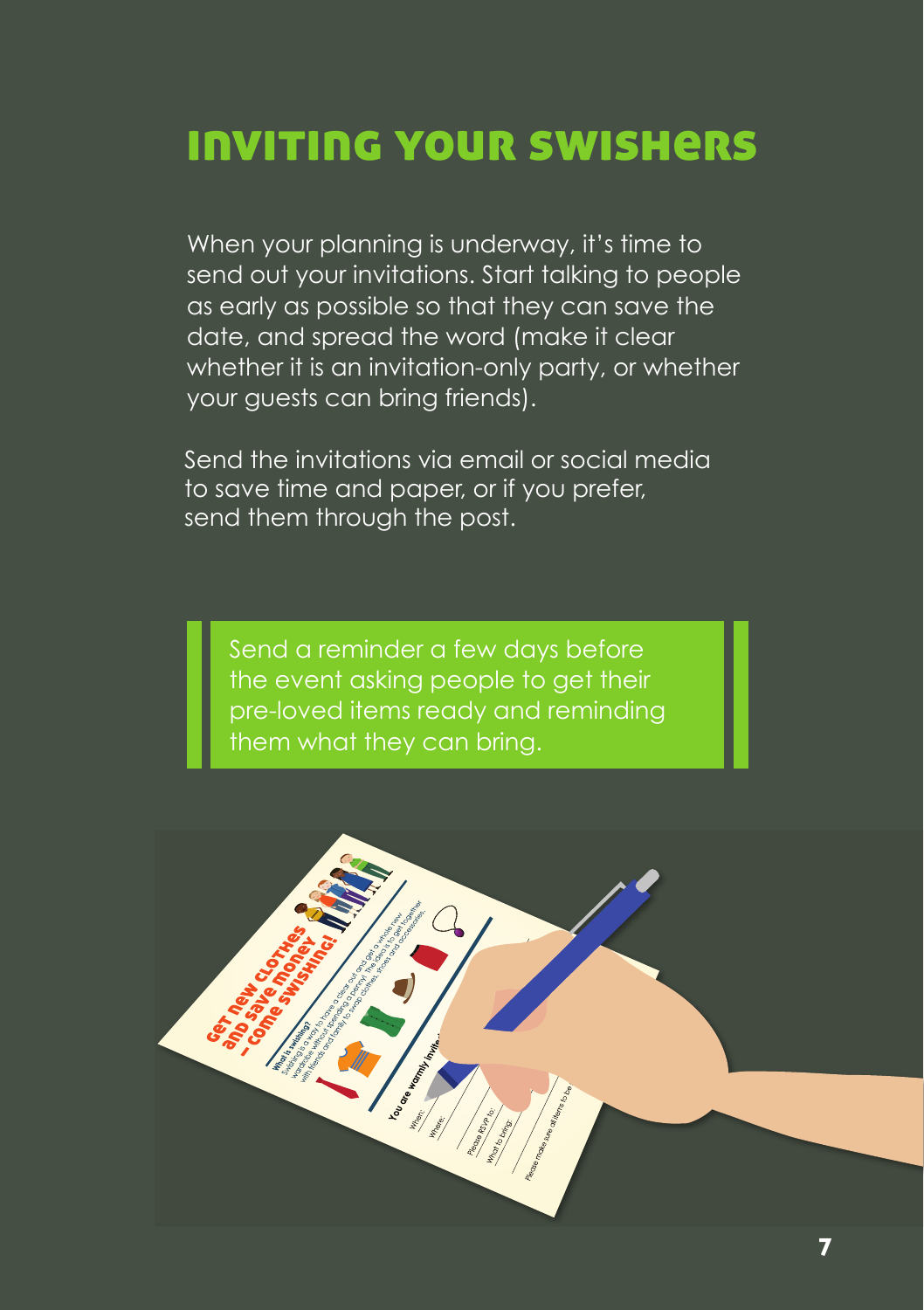# Inviting your swishers

When your planning is underway, it's time to send out your invitations. Start talking to people as early as possible so that they can save the date, and spread the word (make it clear whether it is an invitation-only party, or whether your guests can bring friends).

Send the invitations via email or social media to save time and paper, or if you prefer, send them through the post.

> Send a reminder a few days before the event asking people to get their pre-loved items ready and reminding them what they can bring.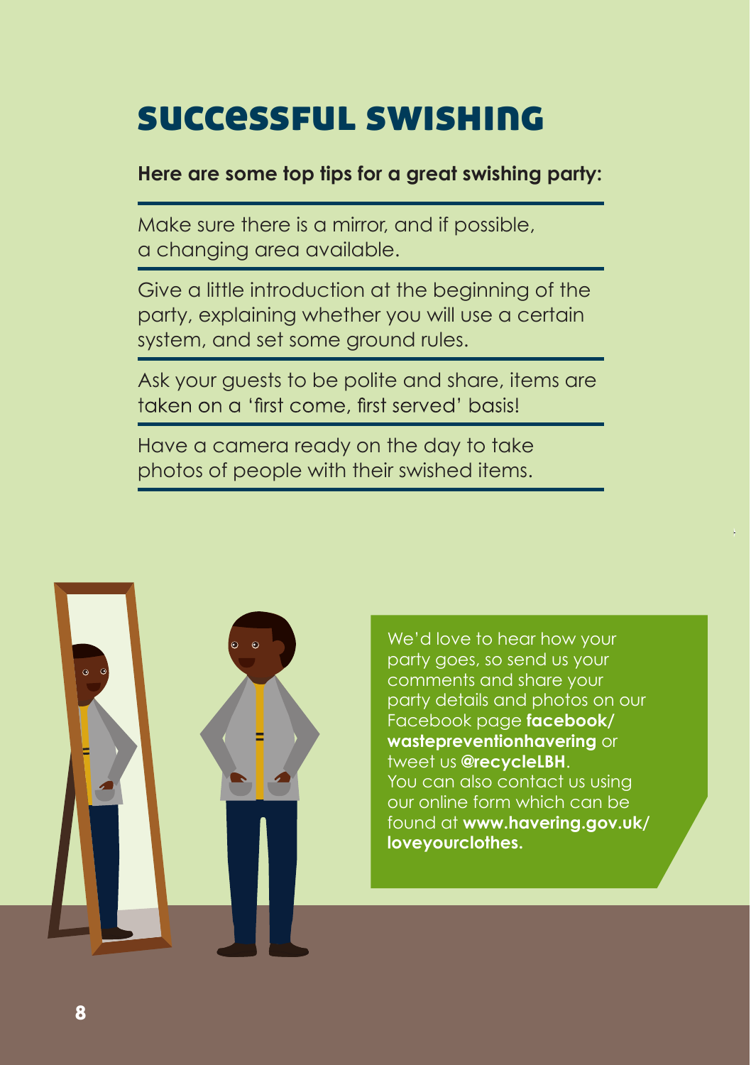# Successful swishing

**Here are some top tips for a great swishing party:**

Make sure there is a mirror, and if possible, a changing area available.

Give a little introduction at the beginning of the party, explaining whether you will use a certain system, and set some ground rules.

Ask your guests to be polite and share, items are taken on a 'first come, first served' basis!

Have a camera ready on the day to take photos of people with their swished items.

We'd love to hear how your party goes, so send us your comments and share your party details and photos on our Facebook page **facebook/wastepreventionhavering** or tweet us **@recycleLBH**. You can also contact us using our online form which can be found at **www.havering.gov.uk/loveyourclothes.**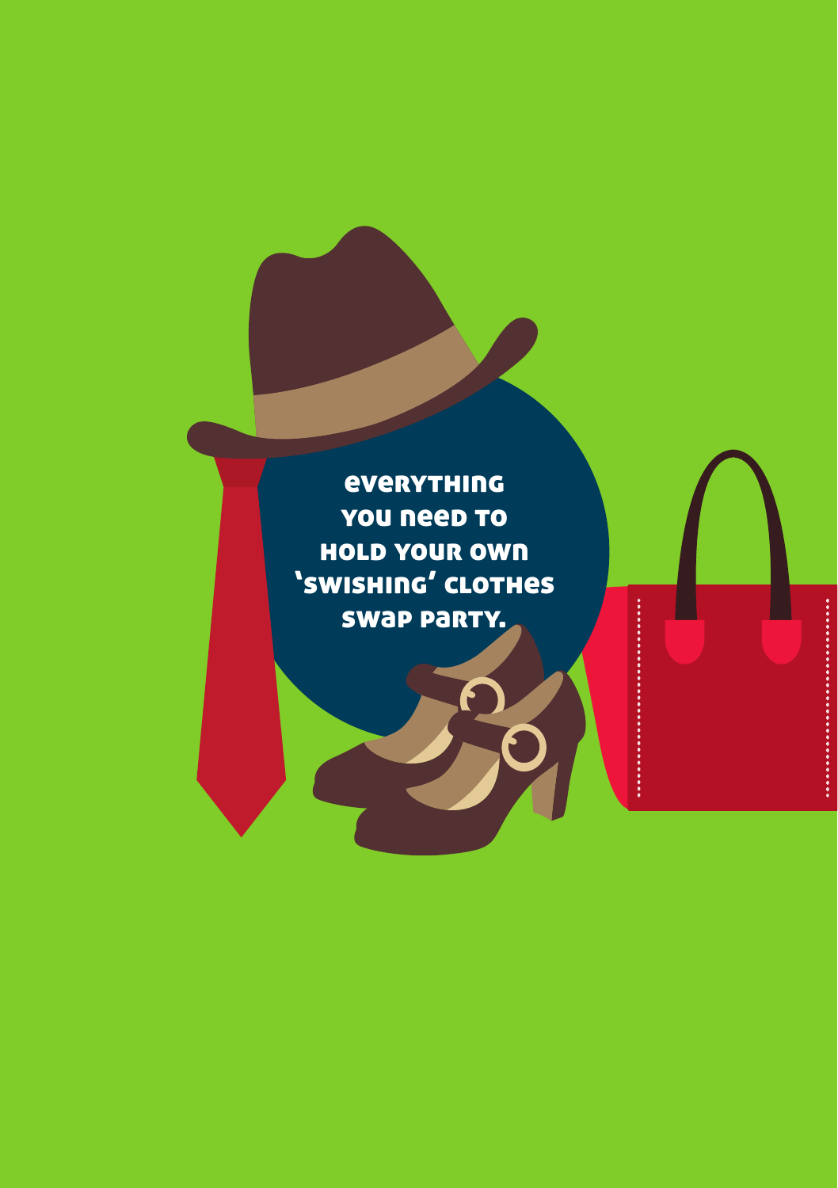# Everything you need to hold your own 'swishing' clothes swap party.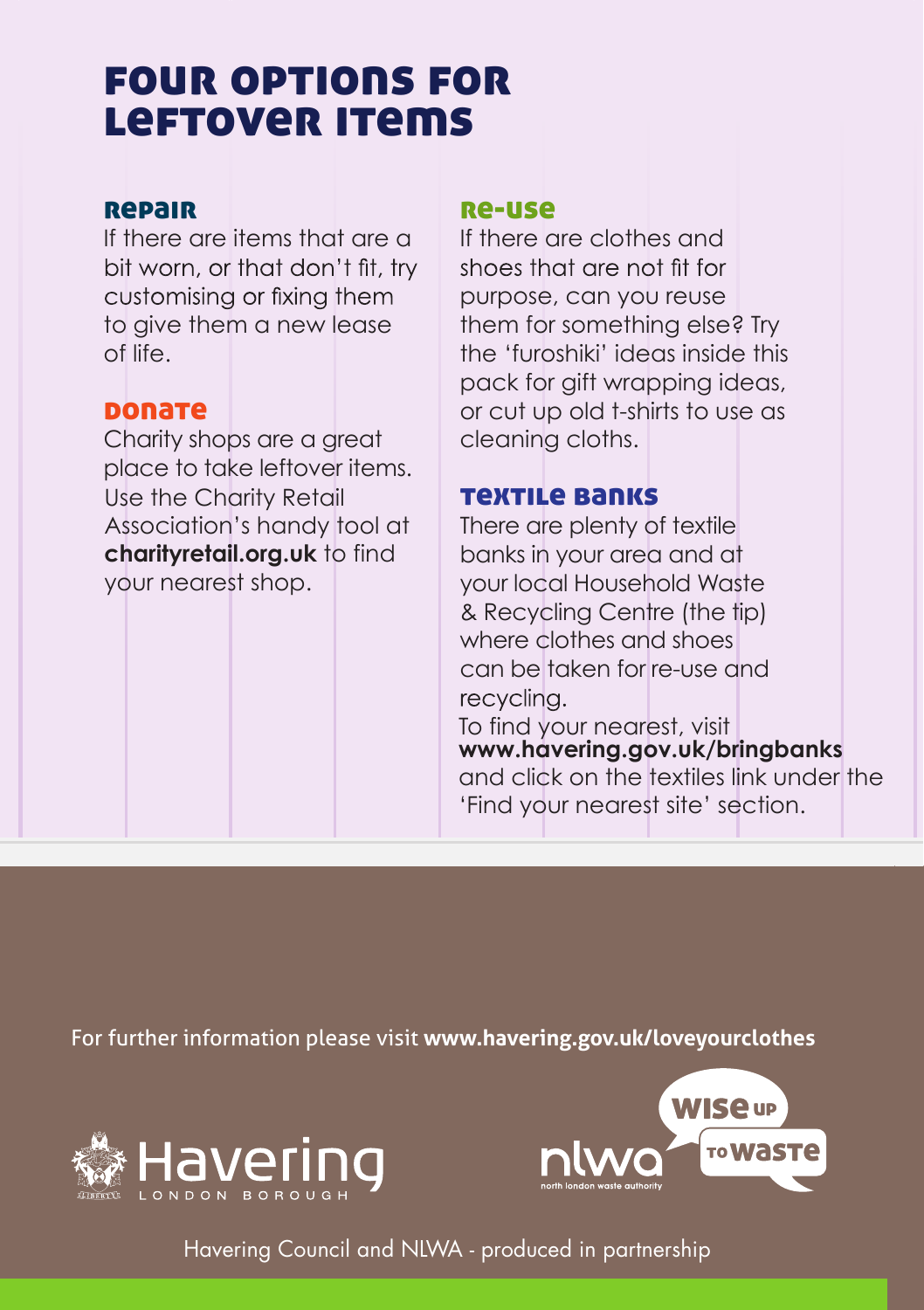# FOUR OPTIONS FOR LEFTOVER ITEMS

## REPAIR

If there are items that are a bit worn, or that don't fit, try customising or fixing them to give them a new lease of life.

## DONATE

Charity shops are a great place to take leftover items. Use the Charity Retail Association's handy tool at **charityretail.org.uk** to find your nearest shop.

## RE-USE

If there are clothes and shoes that are not fit for purpose, can you reuse them for something else? Try the 'furoshiki' ideas inside this pack for gift wrapping ideas, or cut up old t-shirts to use as cleaning cloths.

## TEXTILE BANKS

There are plenty of textile banks in your area and at your local Household Waste & Recycling Centre (the tip) where clothes and shoes can be taken for re-use and recycling.

To find your nearest, visit **www.havering.gov.uk/bringbanks** and click on the textiles link under the 'Find your nearest site' section.

For further information please visit **www.havering.gov.uk/loveyourclothes**

Havering LONDON BOROUGH

nlwa north london waste authority

WISE UP TO WASTE

Havering Council and NLWA - produced in partnership